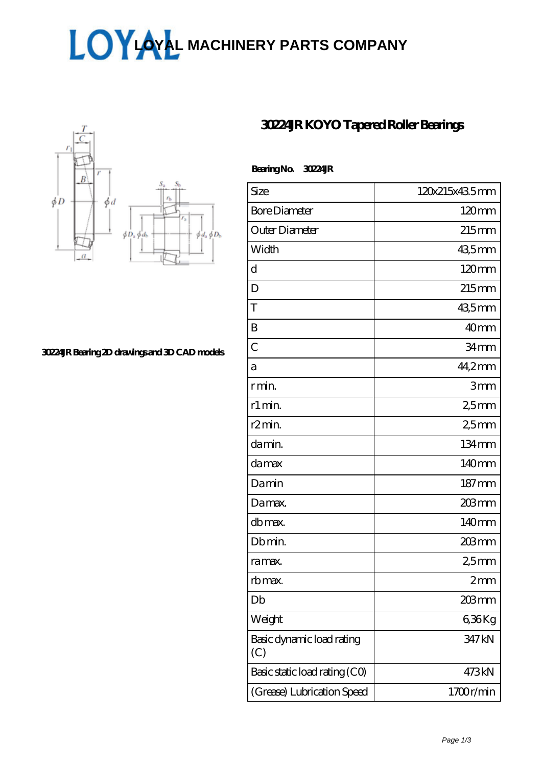# LOYAL MACHINERY PARTS COMPANY

## 30224JR KOYO Tapered Roller Bearings

30224JR Bearing 2D drawings and 3D CAD models

**Bearing No. 30224JR**

| | |
|---|---|
| Size | 120x215x43.5 mm |
| Bore Diameter | 120 mm |
| Outer Diameter | 215 mm |
| Width | 43,5 mm |
| d | 120 mm |
| D | 215 mm |
| T | 43,5 mm |
| B | 40 mm |
| C | 34 mm |
| a | 44,2 mm |
| r min. | 3 mm |
| r1 min. | 2,5 mm |
| r2 min. | 2,5 mm |
| da min. | 134 mm |
| da max | 140 mm |
| Da min | 187 mm |
| Da max. | 203 mm |
| db max. | 140 mm |
| Db min. | 203 mm |
| ra max. | 2,5 mm |
| rb max. | 2 mm |
| Db | 203 mm |
| Weight | 6,36 Kg |
| Basic dynamic load rating (C) | 347 kN |
| Basic static load rating (C0) | 473 kN |
| (Grease) Lubrication Speed | 1700 r/min |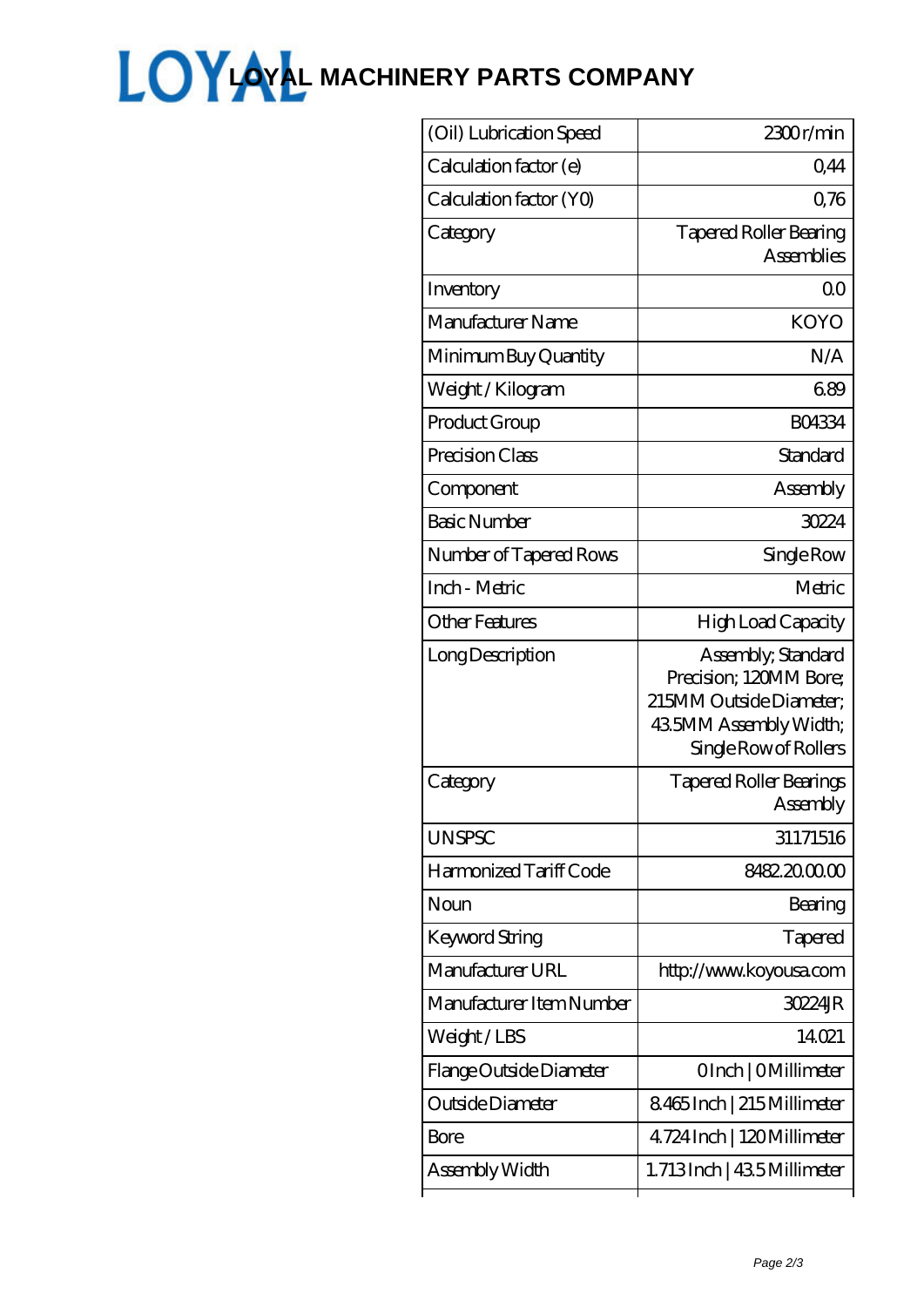# LOYAL MACHINERY PARTS COMPANY

| | |
|---|---|
| (Oil) Lubrication Speed | 2300 r/min |
| Calculation factor (e) | 0,44 |
| Calculation factor (Y0) | 0,76 |
| Category | Tapered Roller Bearing Assemblies |
| Inventory | 0.0 |
| Manufacturer Name | KOYO |
| Minimum Buy Quantity | N/A |
| Weight / Kilogram | 6.89 |
| Product Group | B04334 |
| Precision Class | Standard |
| Component | Assembly |
| Basic Number | 30224 |
| Number of Tapered Rows | Single Row |
| Inch - Metric | Metric |
| Other Features | High Load Capacity |
| Long Description | Assembly; Standard Precision; 120MM Bore; 215MM Outside Diameter; 43.5MM Assembly Width; Single Row of Rollers |
| Category | Tapered Roller Bearings Assembly |
| UNSPSC | 31171516 |
| Harmonized Tariff Code | 8482.20.00.00 |
| Noun | Bearing |
| Keyword String | Tapered |
| Manufacturer URL | http://www.koyousa.com |
| Manufacturer Item Number | 30224JR |
| Weight / LBS | 14.021 |
| Flange Outside Diameter | 0 Inch \| 0 Millimeter |
| Outside Diameter | 8.465 Inch \| 215 Millimeter |
| Bore | 4.724 Inch \| 120 Millimeter |
| Assembly Width | 1.713 Inch \| 43.5 Millimeter |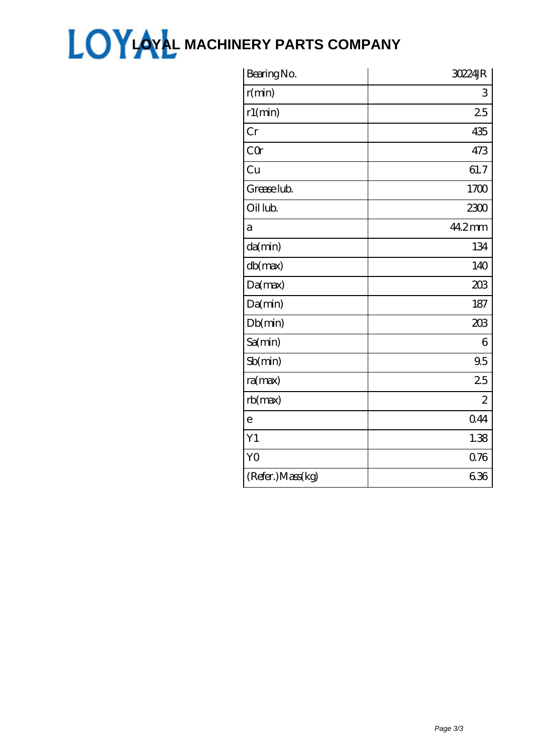# LOYAL MACHINERY PARTS COMPANY

| | |
|---|---|
| Bearing No. | 30224JR |
| r(min) | 3 |
| r1(min) | 2.5 |
| Cr | 435 |
| C0r | 473 |
| Cu | 61.7 |
| Grease lub. | 1700 |
| Oil lub. | 2300 |
| a | 44.2 mm |
| da(min) | 134 |
| db(max) | 140 |
| Da(max) | 203 |
| Da(min) | 187 |
| Db(min) | 203 |
| Sa(min) | 6 |
| Sb(min) | 9.5 |
| ra(max) | 2.5 |
| rb(max) | 2 |
| e | 0.44 |
| Y1 | 1.38 |
| Y0 | 0.76 |
| (Refer.)Mass(kg) | 6.36 |